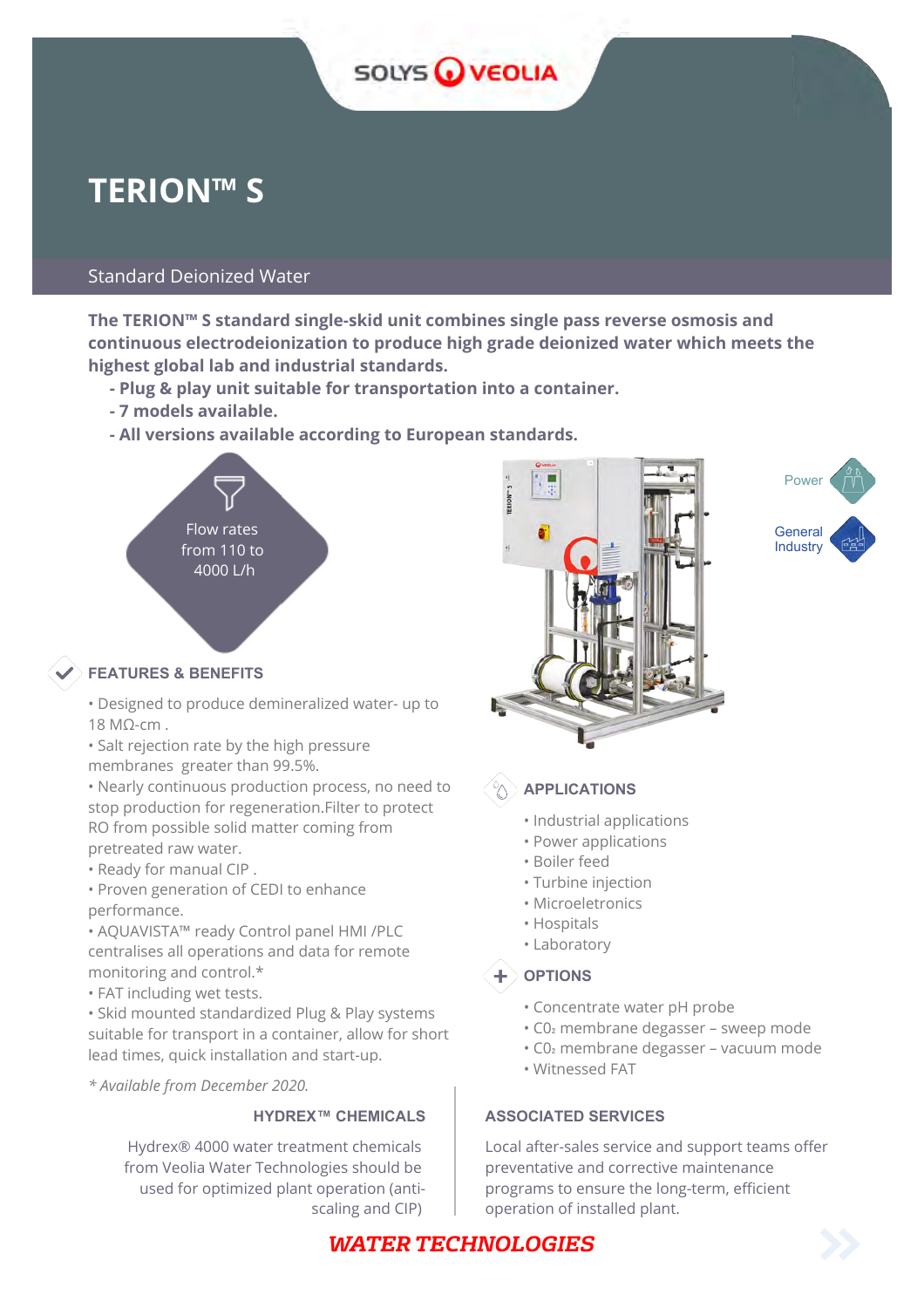# TERION™ S

## Standard Deionized Water

**The TERION™ S standard single-skid unit combines single pass reverse osmosis and continuous electrodeionization to produce high grade deionized water which meets the highest global lab and industrial standards.**

- **Plug & play unit suitable for transportation into a container.**
- **7 models available.**
- **All versions available according to European standards.**

Flow rates from 110 to 4000 L/h

Power

General Industry

### FEATURES & BENEFITS

- Designed to produce demineralized water- up to 18 MΩ-cm .
- Salt rejection rate by the high pressure membranes greater than 99.5%.
- Nearly continuous production process, no need to stop production for regeneration.Filter to protect RO from possible solid matter coming from pretreated raw water.
- Ready for manual CIP .
- Proven generation of CEDI to enhance performance.
- AQUAVISTA™ ready Control panel HMI /PLC centralises all operations and data for remote monitoring and control.*
- FAT including wet tests.
- Skid mounted standardized Plug & Play systems suitable for transport in a container, allow for short lead times, quick installation and start-up.

*\* Available from December 2020.*

### APPLICATIONS

- Industrial applications
- Power applications
- Boiler feed
- Turbine injection
- Microeletronics
- Hospitals
- Laboratory

### OPTIONS

- Concentrate water pH probe
- $CO_2$ membrane degasser – sweep mode
- $CO_2$ membrane degasser – vacuum mode
- Witnessed FAT

### HYDREX™ CHEMICALS

Hydrex® 4000 water treatment chemicals from Veolia Water Technologies should be used for optimized plant operation (anti-scaling and CIP)

### ASSOCIATED SERVICES

Local after-sales service and support teams offer preventative and corrective maintenance programs to ensure the long-term, efficient operation of installed plant.

**WATER TECHNOLOGIES**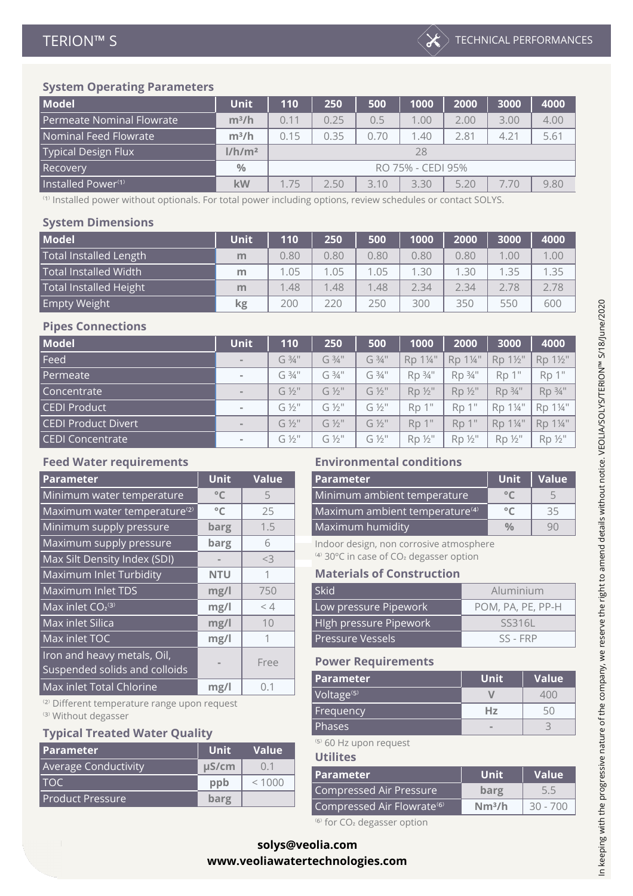# TERION™ S

TECHNICAL PERFORMANCES

### System Operating Parameters

| Model | Unit | 110 | 250 | 500 | 1000 | 2000 | 3000 | 4000 |
|---|---|---|---|---|---|---|---|---|
| Permeate Nominal Flowrate | $m^3/h$ | 0.11 | 0.25 | 0.5 | 1.00 | 2.00 | 3.00 | 4.00 |
| Nominal Feed Flowrate | $m^3/h$ | 0.15 | 0.35 | 0.70 | 1.40 | 2.81 | 4.21 | 5.61 |
| Typical Design Flux | $l/h/m^2$ | 28 | | | | | | |
| Recovery | % | RO 75% - CEDI 95% | | | | | | |
| Installed Power[1] | kW | 1.75 | 2.50 | 3.10 | 3.30 | 5.20 | 7.70 | 9.80 |

[1] Installed power without optionals. For total power including options, review schedules or contact SOLYS.

### System Dimensions

| Model | Unit | 110 | 250 | 500 | 1000 | 2000 | 3000 | 4000 |
|---|---|---|---|---|---|---|---|---|
| Total Installed Length | m | 0.80 | 0.80 | 0.80 | 0.80 | 0.80 | 1.00 | 1.00 |
| Total Installed Width | m | 1.05 | 1.05 | 1.05 | 1.30 | 1.30 | 1.35 | 1.35 |
| Total Installed Height | m | 1.48 | 1.48 | 1.48 | 2.34 | 2.34 | 2.78 | 2.78 |
| Empty Weight | kg | 200 | 220 | 250 | 300 | 350 | 550 | 600 |

### Pipes Connections

| Model | Unit | 110 | 250 | 500 | 1000 | 2000 | 3000 | 4000 |
|---|---|---|---|---|---|---|---|---|
| Feed | - | G ¾" | G ¾" | G ¾" | Rp 1¼" | Rp 1¼" | Rp 1½" | Rp 1½" |
| Permeate | - | G ¾" | G ¾" | G ¾" | Rp ¾" | Rp ¾" | Rp 1" | Rp 1" |
| Concentrate | - | G ½" | G ½" | G ½" | Rp ½" | Rp ½" | Rp ¾" | Rp ¾" |
| CEDI Product | - | G ½" | G ½" | G ½" | Rp 1" | Rp 1" | Rp 1¼" | Rp 1¼" |
| CEDI Product Divert | - | G ½" | G ½" | G ½" | Rp 1" | Rp 1" | Rp 1¼" | Rp 1¼" |
| CEDI Concentrate | - | G ½" | G ½" | G ½" | Rp ½" | Rp ½" | Rp ½" | Rp ½" |

### Feed Water requirements

| Parameter | Unit | Value |
|---|---|---|
| Minimum water temperature | °C | 5 |
| Maximum water temperature[2] | °C | 25 |
| Minimum supply pressure | barg | 1.5 |
| Maximum supply pressure | barg | 6 |
| Max Silt Density Index (SDI) | - | <3 |
| Maximum Inlet Turbidity | NTU | 1 |
| Maximum Inlet TDS | mg/l | 750 |
| Max inlet $CO_2$[3] | mg/l | < 4 |
| Max inlet Silica | mg/l | 10 |
| Max inlet TOC | mg/l | 1 |
| Iron and heavy metals, Oil, Suspended solids and colloids | - | Free |
| Max inlet Total Chlorine | mg/l | 0.1 |

[2] Different temperature range upon request
[3] Without degasser

### Typical Treated Water Quality

| Parameter | Unit | Value |
|---|---|---|
| Average Conductivity | µS/cm | 0.1 |
| TOC | ppb | < 1000 |
| Product Pressure | barg | |

### Environmental conditions

| Parameter | Unit | Value |
|---|---|---|
| Minimum ambient temperature | °C | 5 |
| Maximum ambient temperature[4] | °C | 35 |
| Maximum humidity | % | 90 |

Indoor design, non corrosive atmosphere
[4] 30ºC in case of $CO_2$ degasser option

### Materials of Construction

| | |
|---|---|
| Skid | Aluminium |
| Low pressure Pipework | POM, PA, PE, PP-H |
| HIgh pressure Pipework | SS316L |
| Pressure Vessels | SS - FRP |

### Power Requirements

| Parameter | Unit | Value |
|---|---|---|
| Voltage[5] | V | 400 |
| Frequency | Hz | 50 |
| Phases | - | 3 |

[5] 60 Hz upon request

### Utilites

| Parameter | Unit | Value |
|---|---|---|
| Compressed Air Pressure | barg | 5.5 |
| Compressed Air Flowrate[6] | $Nm^3/h$ | 30 - 700 |

[6] for $CO_2$ degasser option

**solys@veolia.com**
**www.veoliawatertechnologies.com**

In keeping with the progressive nature of the company, we reserve the right to amend details without notice. VEOLIA/SOLYS/TERION™ S/18/June/2020